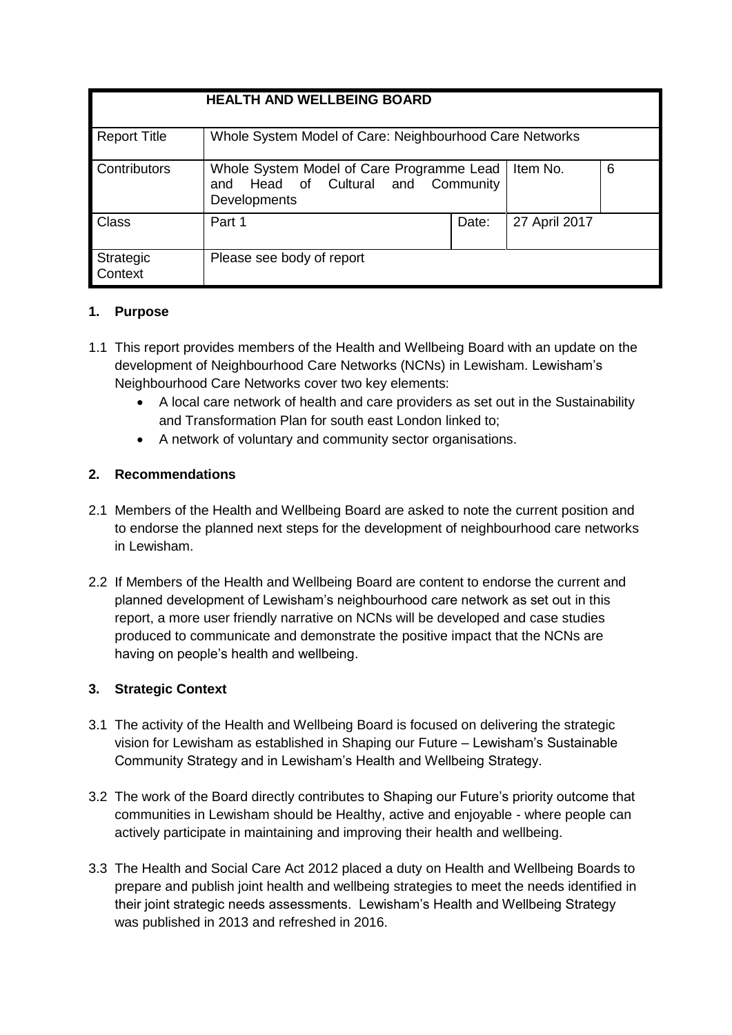| HEALTH AND WELLBEING BOARD | | | | |
|---|---|---|---|---|
| Report Title | Whole System Model of Care: Neighbourhood Care Networks | | | |
| Contributors | Whole System Model of Care Programme Lead and Head of Cultural and Community Developments | | Item No. | 6 |
| Class | Part 1 | Date: | 27 April 2017 | |
| Strategic Context | Please see body of report | | | |

## 1. Purpose

1.1 This report provides members of the Health and Wellbeing Board with an update on the development of Neighbourhood Care Networks (NCNs) in Lewisham. Lewisham's Neighbourhood Care Networks cover two key elements:

- A local care network of health and care providers as set out in the Sustainability and Transformation Plan for south east London linked to;
- A network of voluntary and community sector organisations.

## 2. Recommendations

2.1 Members of the Health and Wellbeing Board are asked to note the current position and to endorse the planned next steps for the development of neighbourhood care networks in Lewisham.

2.2 If Members of the Health and Wellbeing Board are content to endorse the current and planned development of Lewisham's neighbourhood care network as set out in this report, a more user friendly narrative on NCNs will be developed and case studies produced to communicate and demonstrate the positive impact that the NCNs are having on people's health and wellbeing.

## 3. Strategic Context

3.1 The activity of the Health and Wellbeing Board is focused on delivering the strategic vision for Lewisham as established in Shaping our Future – Lewisham's Sustainable Community Strategy and in Lewisham's Health and Wellbeing Strategy.

3.2 The work of the Board directly contributes to Shaping our Future's priority outcome that communities in Lewisham should be Healthy, active and enjoyable - where people can actively participate in maintaining and improving their health and wellbeing.

3.3 The Health and Social Care Act 2012 placed a duty on Health and Wellbeing Boards to prepare and publish joint health and wellbeing strategies to meet the needs identified in their joint strategic needs assessments. Lewisham's Health and Wellbeing Strategy was published in 2013 and refreshed in 2016.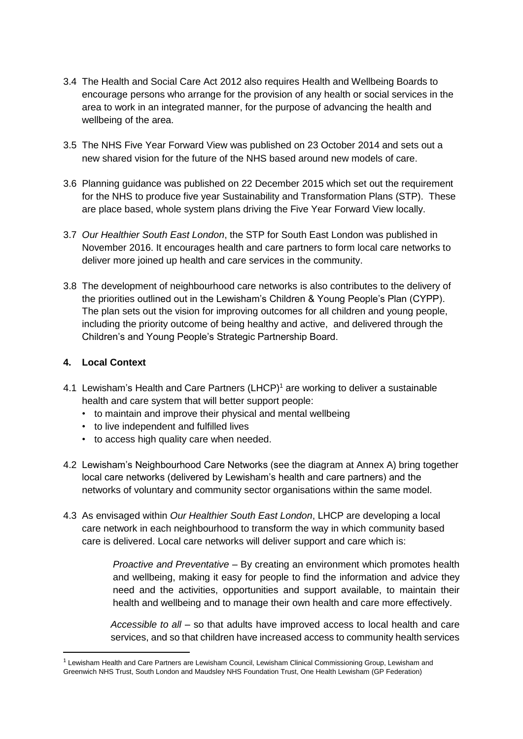3.4 The Health and Social Care Act 2012 also requires Health and Wellbeing Boards to encourage persons who arrange for the provision of any health or social services in the area to work in an integrated manner, for the purpose of advancing the health and wellbeing of the area.

3.5 The NHS Five Year Forward View was published on 23 October 2014 and sets out a new shared vision for the future of the NHS based around new models of care.

3.6 Planning guidance was published on 22 December 2015 which set out the requirement for the NHS to produce five year Sustainability and Transformation Plans (STP). These are place based, whole system plans driving the Five Year Forward View locally.

3.7 *Our Healthier South East London*, the STP for South East London was published in November 2016. It encourages health and care partners to form local care networks to deliver more joined up health and care services in the community.

3.8 The development of neighbourhood care networks is also contributes to the delivery of the priorities outlined out in the Lewisham's Children & Young People's Plan (CYPP). The plan sets out the vision for improving outcomes for all children and young people, including the priority outcome of being healthy and active, and delivered through the Children's and Young People's Strategic Partnership Board.

## 4. Local Context

4.1 Lewisham's Health and Care Partners (LHCP)[1] are working to deliver a sustainable health and care system that will better support people:

- to maintain and improve their physical and mental wellbeing
- to live independent and fulfilled lives
- to access high quality care when needed.

4.2 Lewisham's Neighbourhood Care Networks (see the diagram at Annex A) bring together local care networks (delivered by Lewisham's health and care partners) and the networks of voluntary and community sector organisations within the same model.

4.3 As envisaged within *Our Healthier South East London*, LHCP are developing a local care network in each neighbourhood to transform the way in which community based care is delivered. Local care networks will deliver support and care which is:

> *Proactive and Preventative* – By creating an environment which promotes health and wellbeing, making it easy for people to find the information and advice they need and the activities, opportunities and support available, to maintain their health and wellbeing and to manage their own health and care more effectively.
>
> *Accessible to all* – so that adults have improved access to local health and care services, and so that children have increased access to community health services

[1] Lewisham Health and Care Partners are Lewisham Council, Lewisham Clinical Commissioning Group, Lewisham and Greenwich NHS Trust, South London and Maudsley NHS Foundation Trust, One Health Lewisham (GP Federation)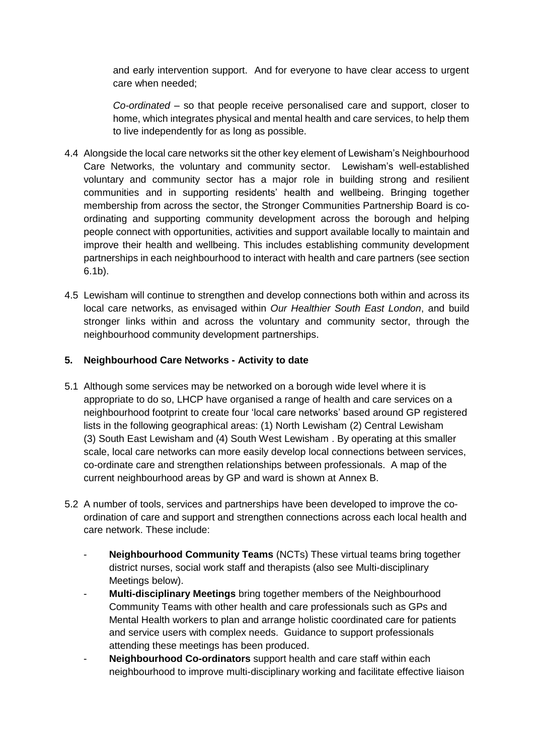and early intervention support. And for everyone to have clear access to urgent care when needed;

*Co-ordinated* – so that people receive personalised care and support, closer to home, which integrates physical and mental health and care services, to help them to live independently for as long as possible.

4.4 Alongside the local care networks sit the other key element of Lewisham's Neighbourhood Care Networks, the voluntary and community sector. Lewisham's well-established voluntary and community sector has a major role in building strong and resilient communities and in supporting residents' health and wellbeing. Bringing together membership from across the sector, the Stronger Communities Partnership Board is co-ordinating and supporting community development across the borough and helping people connect with opportunities, activities and support available locally to maintain and improve their health and wellbeing. This includes establishing community development partnerships in each neighbourhood to interact with health and care partners (see section 6.1b).

4.5 Lewisham will continue to strengthen and develop connections both within and across its local care networks, as envisaged within *Our Healthier South East London*, and build stronger links within and across the voluntary and community sector, through the neighbourhood community development partnerships.

## 5. Neighbourhood Care Networks - Activity to date

5.1 Although some services may be networked on a borough wide level where it is appropriate to do so, LHCP have organised a range of health and care services on a neighbourhood footprint to create four 'local care networks' based around GP registered lists in the following geographical areas: (1) North Lewisham (2) Central Lewisham (3) South East Lewisham and (4) South West Lewisham . By operating at this smaller scale, local care networks can more easily develop local connections between services, co-ordinate care and strengthen relationships between professionals. A map of the current neighbourhood areas by GP and ward is shown at Annex B.

5.2 A number of tools, services and partnerships have been developed to improve the co-ordination of care and support and strengthen connections across each local health and care network. These include:

- **Neighbourhood Community Teams** (NCTs) These virtual teams bring together district nurses, social work staff and therapists (also see Multi-disciplinary Meetings below).
- **Multi-disciplinary Meetings** bring together members of the Neighbourhood Community Teams with other health and care professionals such as GPs and Mental Health workers to plan and arrange holistic coordinated care for patients and service users with complex needs. Guidance to support professionals attending these meetings has been produced.
- **Neighbourhood Co-ordinators** support health and care staff within each neighbourhood to improve multi-disciplinary working and facilitate effective liaison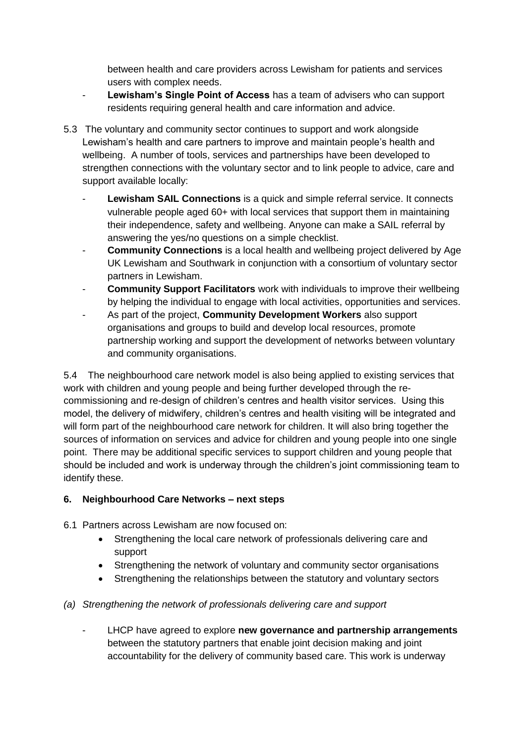between health and care providers across Lewisham for patients and services users with complex needs.

- **Lewisham's Single Point of Access** has a team of advisers who can support residents requiring general health and care information and advice.

5.3 The voluntary and community sector continues to support and work alongside Lewisham's health and care partners to improve and maintain people's health and wellbeing. A number of tools, services and partnerships have been developed to strengthen connections with the voluntary sector and to link people to advice, care and support available locally:

- **Lewisham SAIL Connections** is a quick and simple referral service. It connects vulnerable people aged 60+ with local services that support them in maintaining their independence, safety and wellbeing. Anyone can make a SAIL referral by answering the yes/no questions on a simple checklist.
- **Community Connections** is a local health and wellbeing project delivered by Age UK Lewisham and Southwark in conjunction with a consortium of voluntary sector partners in Lewisham.
- **Community Support Facilitators** work with individuals to improve their wellbeing by helping the individual to engage with local activities, opportunities and services.
- As part of the project, **Community Development Workers** also support organisations and groups to build and develop local resources, promote partnership working and support the development of networks between voluntary and community organisations.

5.4 The neighbourhood care network model is also being applied to existing services that work with children and young people and being further developed through the re-commissioning and re-design of children's centres and health visitor services. Using this model, the delivery of midwifery, children's centres and health visiting will be integrated and will form part of the neighbourhood care network for children. It will also bring together the sources of information on services and advice for children and young people into one single point. There may be additional specific services to support children and young people that should be included and work is underway through the children's joint commissioning team to identify these.

## 6. Neighbourhood Care Networks – next steps

6.1 Partners across Lewisham are now focused on:

- Strengthening the local care network of professionals delivering care and support
- Strengthening the network of voluntary and community sector organisations
- Strengthening the relationships between the statutory and voluntary sectors

*(a) Strengthening the network of professionals delivering care and support*

- LHCP have agreed to explore **new governance and partnership arrangements** between the statutory partners that enable joint decision making and joint accountability for the delivery of community based care. This work is underway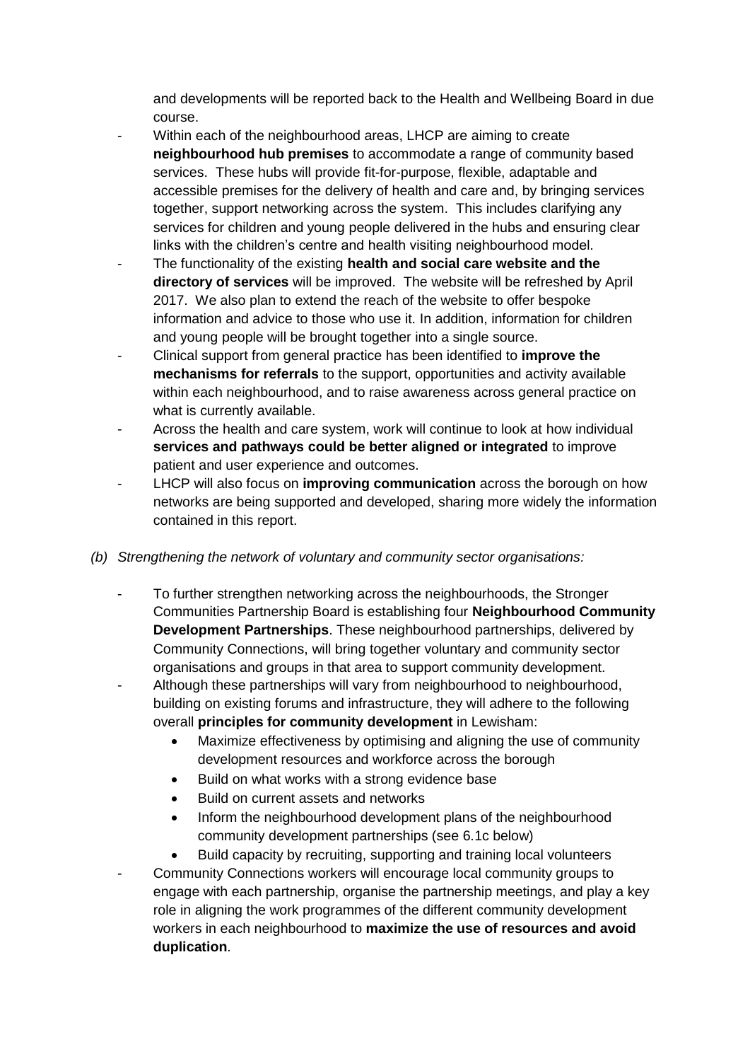and developments will be reported back to the Health and Wellbeing Board in due course.

- Within each of the neighbourhood areas, LHCP are aiming to create **neighbourhood hub premises** to accommodate a range of community based services. These hubs will provide fit-for-purpose, flexible, adaptable and accessible premises for the delivery of health and care and, by bringing services together, support networking across the system. This includes clarifying any services for children and young people delivered in the hubs and ensuring clear links with the children's centre and health visiting neighbourhood model.
- The functionality of the existing **health and social care website and the directory of services** will be improved. The website will be refreshed by April 2017. We also plan to extend the reach of the website to offer bespoke information and advice to those who use it. In addition, information for children and young people will be brought together into a single source.
- Clinical support from general practice has been identified to **improve the mechanisms for referrals** to the support, opportunities and activity available within each neighbourhood, and to raise awareness across general practice on what is currently available.
- Across the health and care system, work will continue to look at how individual **services and pathways could be better aligned or integrated** to improve patient and user experience and outcomes.
- LHCP will also focus on **improving communication** across the borough on how networks are being supported and developed, sharing more widely the information contained in this report.

*(b) Strengthening the network of voluntary and community sector organisations:*

- To further strengthen networking across the neighbourhoods, the Stronger Communities Partnership Board is establishing four **Neighbourhood Community Development Partnerships**. These neighbourhood partnerships, delivered by Community Connections, will bring together voluntary and community sector organisations and groups in that area to support community development.
- Although these partnerships will vary from neighbourhood to neighbourhood, building on existing forums and infrastructure, they will adhere to the following overall **principles for community development** in Lewisham:
  - Maximize effectiveness by optimising and aligning the use of community development resources and workforce across the borough
  - Build on what works with a strong evidence base
  - Build on current assets and networks
  - Inform the neighbourhood development plans of the neighbourhood community development partnerships (see 6.1c below)
  - Build capacity by recruiting, supporting and training local volunteers
- Community Connections workers will encourage local community groups to engage with each partnership, organise the partnership meetings, and play a key role in aligning the work programmes of the different community development workers in each neighbourhood to **maximize the use of resources and avoid duplication**.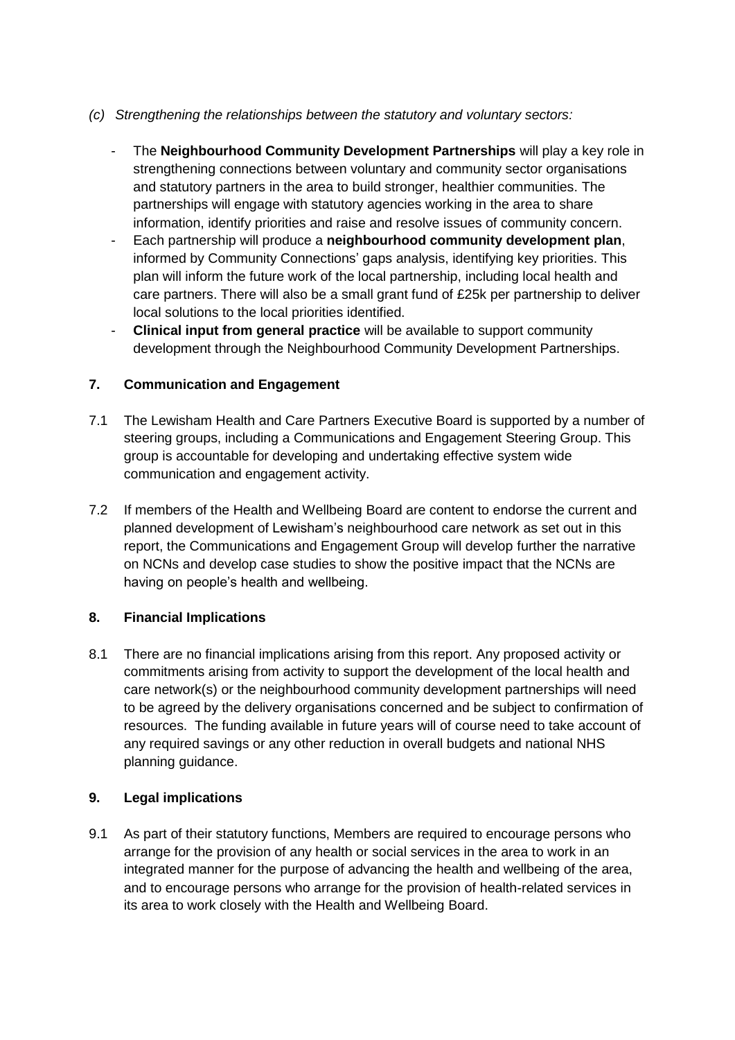*(c) Strengthening the relationships between the statutory and voluntary sectors:*

- The **Neighbourhood Community Development Partnerships** will play a key role in strengthening connections between voluntary and community sector organisations and statutory partners in the area to build stronger, healthier communities. The partnerships will engage with statutory agencies working in the area to share information, identify priorities and raise and resolve issues of community concern.
- Each partnership will produce a **neighbourhood community development plan**, informed by Community Connections' gaps analysis, identifying key priorities. This plan will inform the future work of the local partnership, including local health and care partners. There will also be a small grant fund of £25k per partnership to deliver local solutions to the local priorities identified.
- **Clinical input from general practice** will be available to support community development through the Neighbourhood Community Development Partnerships.

## 7. Communication and Engagement

7.1 The Lewisham Health and Care Partners Executive Board is supported by a number of steering groups, including a Communications and Engagement Steering Group. This group is accountable for developing and undertaking effective system wide communication and engagement activity.

7.2 If members of the Health and Wellbeing Board are content to endorse the current and planned development of Lewisham's neighbourhood care network as set out in this report, the Communications and Engagement Group will develop further the narrative on NCNs and develop case studies to show the positive impact that the NCNs are having on people's health and wellbeing.

## 8. Financial Implications

8.1 There are no financial implications arising from this report. Any proposed activity or commitments arising from activity to support the development of the local health and care network(s) or the neighbourhood community development partnerships will need to be agreed by the delivery organisations concerned and be subject to confirmation of resources. The funding available in future years will of course need to take account of any required savings or any other reduction in overall budgets and national NHS planning guidance.

## 9. Legal implications

9.1 As part of their statutory functions, Members are required to encourage persons who arrange for the provision of any health or social services in the area to work in an integrated manner for the purpose of advancing the health and wellbeing of the area, and to encourage persons who arrange for the provision of health-related services in its area to work closely with the Health and Wellbeing Board.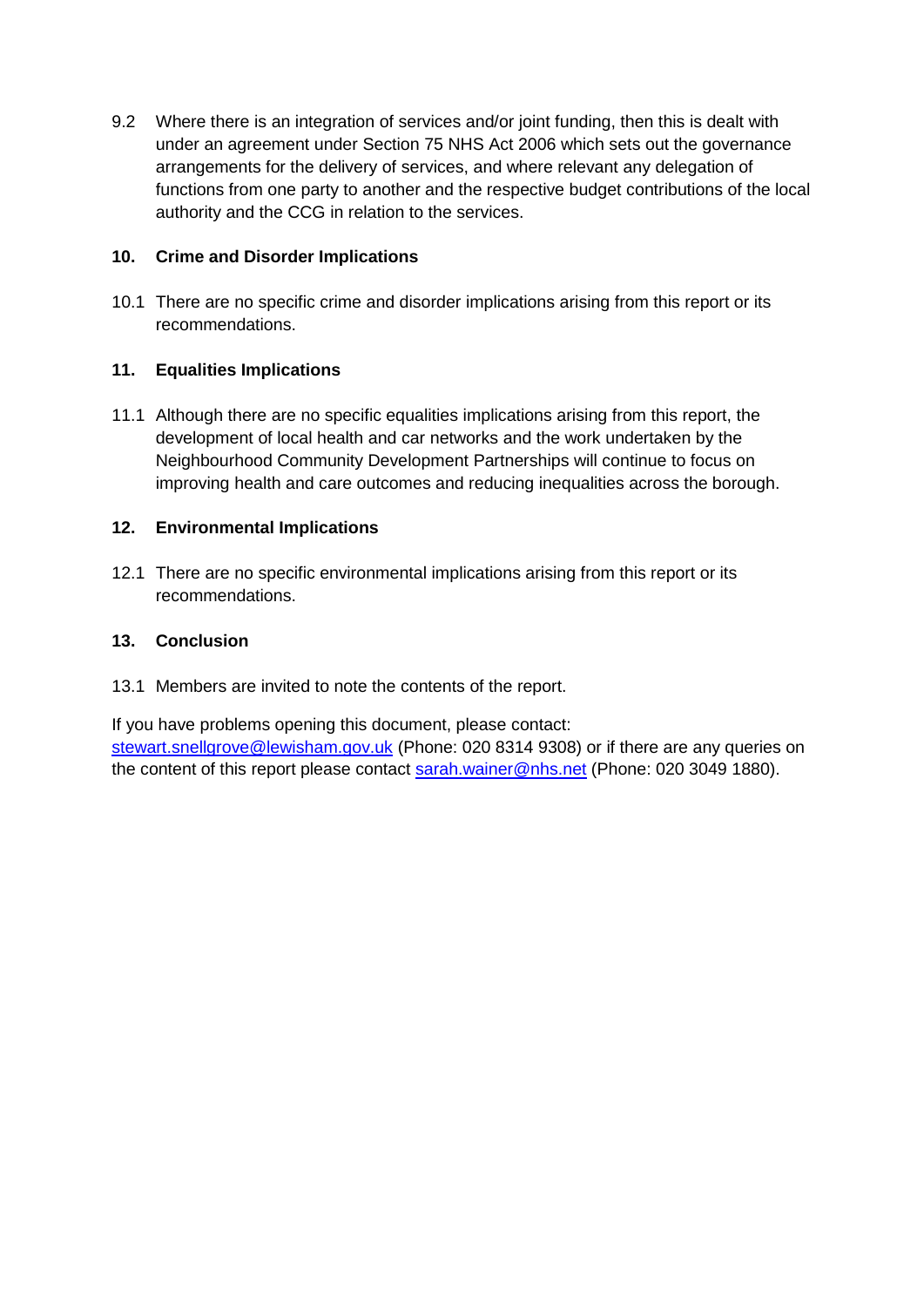9.2 Where there is an integration of services and/or joint funding, then this is dealt with under an agreement under Section 75 NHS Act 2006 which sets out the governance arrangements for the delivery of services, and where relevant any delegation of functions from one party to another and the respective budget contributions of the local authority and the CCG in relation to the services.

## 10. Crime and Disorder Implications

10.1 There are no specific crime and disorder implications arising from this report or its recommendations.

## 11. Equalities Implications

11.1 Although there are no specific equalities implications arising from this report, the development of local health and car networks and the work undertaken by the Neighbourhood Community Development Partnerships will continue to focus on improving health and care outcomes and reducing inequalities across the borough.

## 12. Environmental Implications

12.1 There are no specific environmental implications arising from this report or its recommendations.

## 13. Conclusion

13.1 Members are invited to note the contents of the report.

If you have problems opening this document, please contact: stewart.snellgrove@lewisham.gov.uk (Phone: 020 8314 9308) or if there are any queries on the content of this report please contact sarah.wainer@nhs.net (Phone: 020 3049 1880).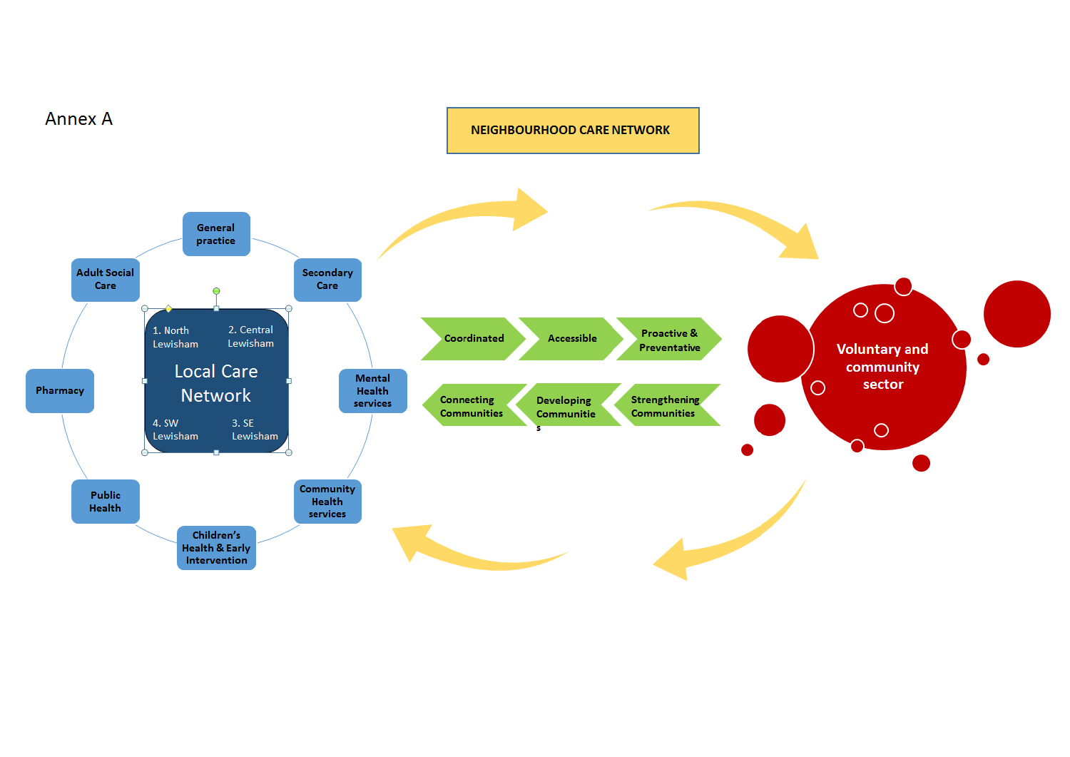Annex A

NEIGHBOURHOOD CARE NETWORK

General practice

Secondary Care

Mental Health services

Community Health services

Children's Health & Early Intervention

Public Health

Pharmacy

Adult Social Care

1. North Lewisham

2. Central Lewisham

Local Care Network

4. SW Lewisham

3. SE Lewisham

Coordinated

Accessible

Proactive & Preventative

Connecting Communities

Developing Communities

Strengthening Communities

Voluntary and community sector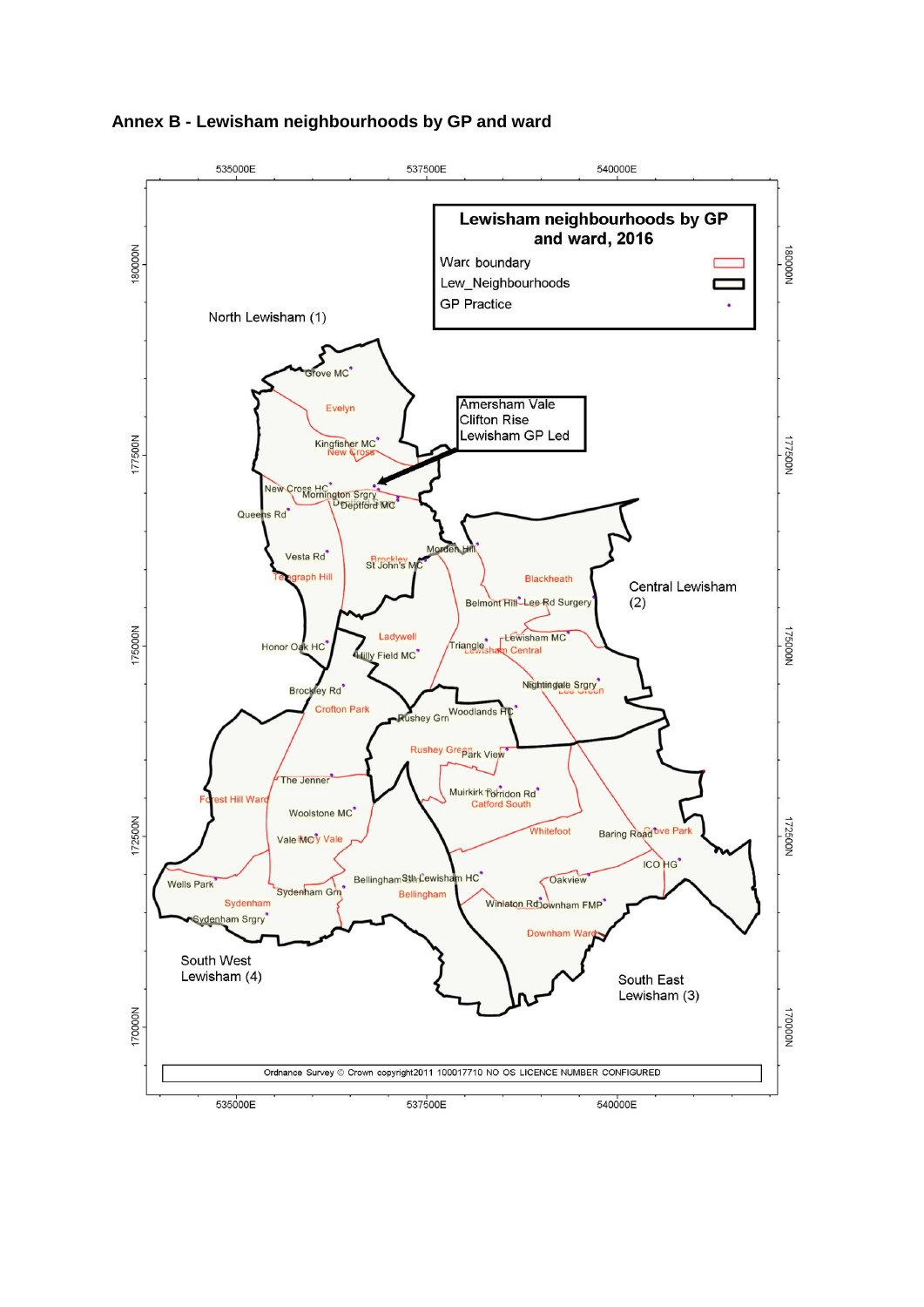## Annex B - Lewisham neighbourhoods by GP and ward

Lewisham neighbourhoods by GP and ward, 2016

Ward boundary

Lew_Neighbourhoods

GP Practice

535000E
537500E
540000E

180000N
177500N
175000N
172500N
170000N

North Lewisham (1)

Central Lewisham (2)

South East Lewisham (3)

South West Lewisham (4)

Amersham Vale
Clifton Rise
Lewisham GP Led

Grove MC
Evelyn
Kingfisher MC
New Cross
New Cross HC
Mornington Srgry
Deptford MC
Queens Rd
Vesta Rd
Brockley
St John's MC
Telegraph Hill
Morden Hill
Blackheath
Belmont Hill
Lee Rd Surgery
Honor Oak HC
Ladywell
Hilly Field MC
Triangle
Lewisham MC
Lewisham Central
Nightingale Srgry
Lee Green
Brockley Rd
Crofton Park
Rushey Grn
Woodlands HC
Rushey Green
Park View
The Jenner
Forest Hill Ward
Muirkirk
Torridon Rd
Catford South
Woolstone MC
Vale MC
Perry Vale
Whitefoot
Baring Road
Grove Park
ICO HG
Wells Park
Bellingham
Sth Lewisham HC
Oakview
Sydenham Grn
Sydenham
Bellingham
Winlaton Rd
Downham FMP
Sydenham Srgry
Downham Ward

Ordnance Survey © Crown copyright2011 100017710 NO OS LICENCE NUMBER CONFIGURED